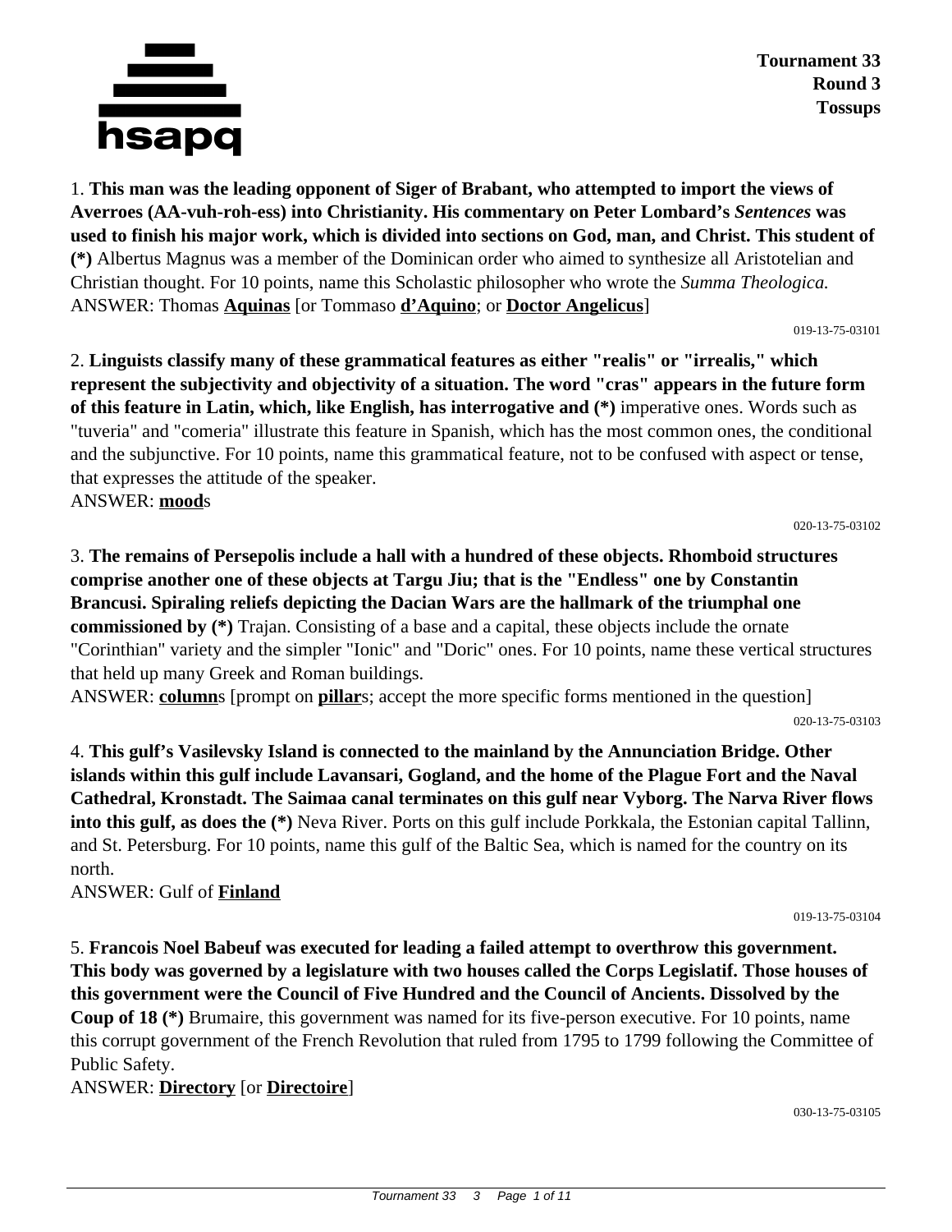**Tournament 33**
**Round 3**
**Tossups**

1. **This man was the leading opponent of Siger of Brabant, who attempted to import the views of Averroes (AA-vuh-roh-ess) into Christianity. His commentary on Peter Lombard's *Sentences* was used to finish his major work, which is divided into sections on God, man, and Christ. This student of (*)** Albertus Magnus was a member of the Dominican order who aimed to synthesize all Aristotelian and Christian thought. For 10 points, name this Scholastic philosopher who wrote the *Summa Theologica.*
ANSWER: Thomas **Aquinas** [or Tommaso **d'Aquino**; or **Doctor Angelicus**]

019-13-75-03101

2. **Linguists classify many of these grammatical features as either "realis" or "irrealis," which represent the subjectivity and objectivity of a situation. The word "cras" appears in the future form of this feature in Latin, which, like English, has interrogative and (*)** imperative ones. Words such as "tuveria" and "comeria" illustrate this feature in Spanish, which has the most common ones, the conditional and the subjunctive. For 10 points, name this grammatical feature, not to be confused with aspect or tense, that expresses the attitude of the speaker.
ANSWER: **mood**s

020-13-75-03102

3. **The remains of Persepolis include a hall with a hundred of these objects. Rhomboid structures comprise another one of these objects at Targu Jiu; that is the "Endless" one by Constantin Brancusi. Spiraling reliefs depicting the Dacian Wars are the hallmark of the triumphal one commissioned by (*)** Trajan. Consisting of a base and a capital, these objects include the ornate "Corinthian" variety and the simpler "Ionic" and "Doric" ones. For 10 points, name these vertical structures that held up many Greek and Roman buildings.
ANSWER: **column**s [prompt on **pillar**s; accept the more specific forms mentioned in the question]

020-13-75-03103

4. **This gulf's Vasilevsky Island is connected to the mainland by the Annunciation Bridge. Other islands within this gulf include Lavansari, Gogland, and the home of the Plague Fort and the Naval Cathedral, Kronstadt. The Saimaa canal terminates on this gulf near Vyborg. The Narva River flows into this gulf, as does the (*)** Neva River. Ports on this gulf include Porkkala, the Estonian capital Tallinn, and St. Petersburg. For 10 points, name this gulf of the Baltic Sea, which is named for the country on its north.
ANSWER: Gulf of **Finland**

019-13-75-03104

5. **Francois Noel Babeuf was executed for leading a failed attempt to overthrow this government. This body was governed by a legislature with two houses called the Corps Legislatif. Those houses of this government were the Council of Five Hundred and the Council of Ancients. Dissolved by the Coup of 18 (*)** Brumaire, this government was named for its five-person executive. For 10 points, name this corrupt government of the French Revolution that ruled from 1795 to 1799 following the Committee of Public Safety.
ANSWER: **Directory** [or **Directoire**]

030-13-75-03105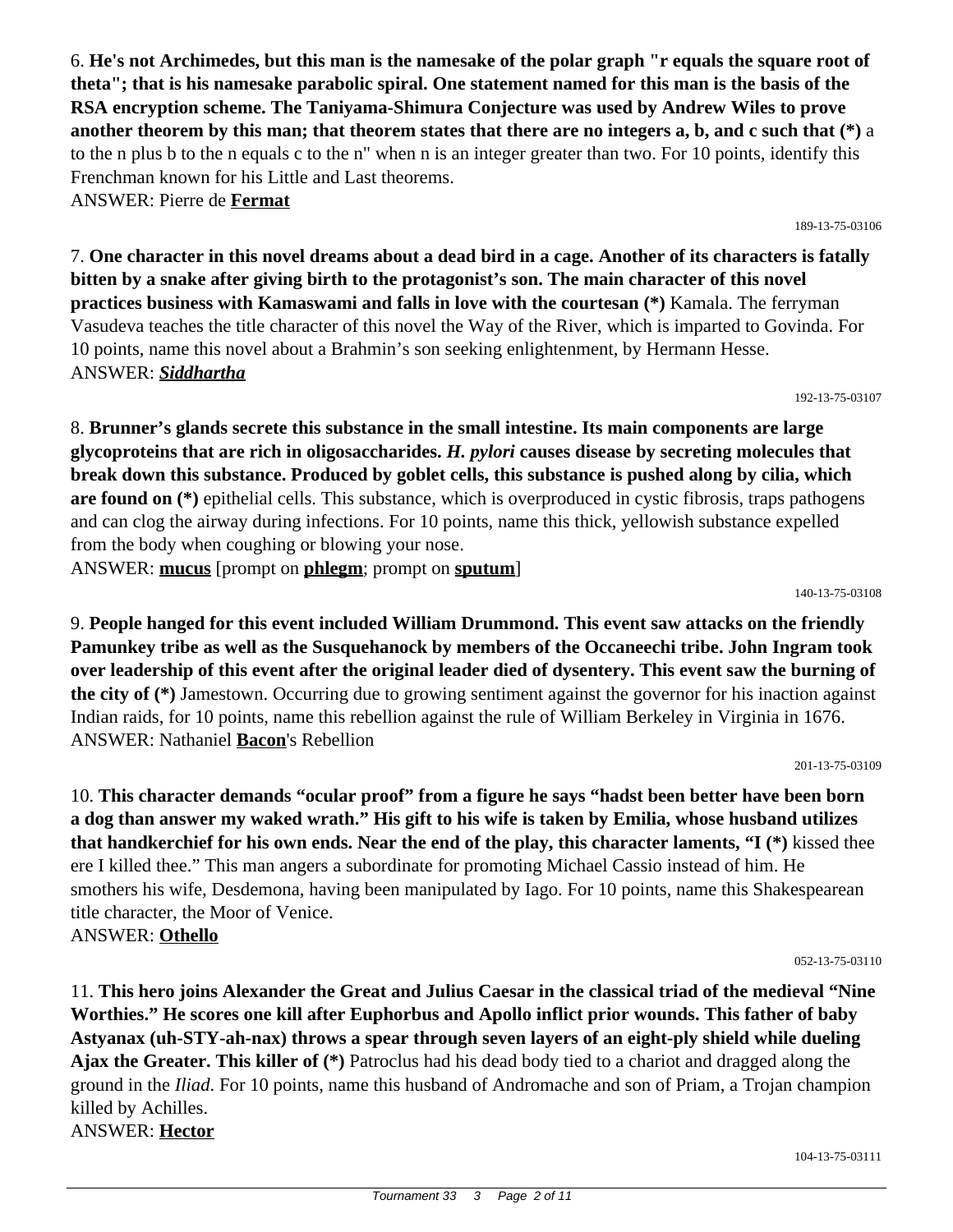6. **He's not Archimedes, but this man is the namesake of the polar graph "r equals the square root of theta"; that is his namesake parabolic spiral. One statement named for this man is the basis of the RSA encryption scheme. The Taniyama-Shimura Conjecture was used by Andrew Wiles to prove another theorem by this man; that theorem states that there are no integers a, b, and c such that (*)** a to the n plus b to the n equals c to the n" when n is an integer greater than two. For 10 points, identify this Frenchman known for his Little and Last theorems.
ANSWER: Pierre de **Fermat**

189-13-75-03106

7. **One character in this novel dreams about a dead bird in a cage. Another of its characters is fatally bitten by a snake after giving birth to the protagonist's son. The main character of this novel practices business with Kamaswami and falls in love with the courtesan (*)** Kamala. The ferryman Vasudeva teaches the title character of this novel the Way of the River, which is imparted to Govinda. For 10 points, name this novel about a Brahmin's son seeking enlightenment, by Hermann Hesse.
ANSWER: ***Siddhartha***

192-13-75-03107

8. **Brunner's glands secrete this substance in the small intestine. Its main components are large glycoproteins that are rich in oligosaccharides. *H. pylori* causes disease by secreting molecules that break down this substance. Produced by goblet cells, this substance is pushed along by cilia, which are found on (*)** epithelial cells. This substance, which is overproduced in cystic fibrosis, traps pathogens and can clog the airway during infections. For 10 points, name this thick, yellowish substance expelled from the body when coughing or blowing your nose.
ANSWER: **mucus** [prompt on **phlegm**; prompt on **sputum**]

140-13-75-03108

9. **People hanged for this event included William Drummond. This event saw attacks on the friendly Pamunkey tribe as well as the Susquehanock by members of the Occaneechi tribe. John Ingram took over leadership of this event after the original leader died of dysentery. This event saw the burning of the city of (*)** Jamestown. Occurring due to growing sentiment against the governor for his inaction against Indian raids, for 10 points, name this rebellion against the rule of William Berkeley in Virginia in 1676.
ANSWER: Nathaniel **Bacon**'s Rebellion

201-13-75-03109

10. **This character demands "ocular proof" from a figure he says "hadst been better have been born a dog than answer my waked wrath." His gift to his wife is taken by Emilia, whose husband utilizes that handkerchief for his own ends. Near the end of the play, this character laments, "I (*)** kissed thee ere I killed thee." This man angers a subordinate for promoting Michael Cassio instead of him. He smothers his wife, Desdemona, having been manipulated by Iago. For 10 points, name this Shakespearean title character, the Moor of Venice.
ANSWER: **Othello**

052-13-75-03110

11. **This hero joins Alexander the Great and Julius Caesar in the classical triad of the medieval "Nine Worthies." He scores one kill after Euphorbus and Apollo inflict prior wounds. This father of baby Astyanax (uh-STY-ah-nax) throws a spear through seven layers of an eight-ply shield while dueling Ajax the Greater. This killer of (*)** Patroclus had his dead body tied to a chariot and dragged along the ground in the *Iliad*. For 10 points, name this husband of Andromache and son of Priam, a Trojan champion killed by Achilles.
ANSWER: **Hector**

104-13-75-03111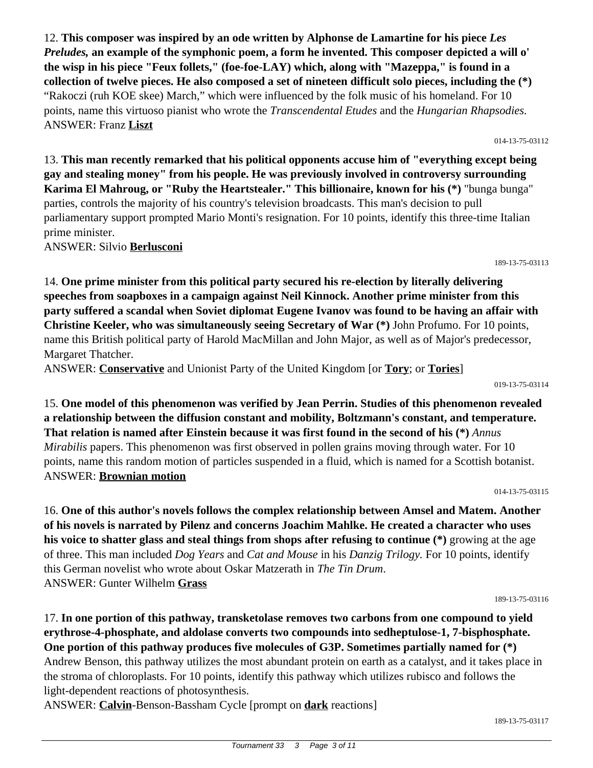12. **This composer was inspired by an ode written by Alphonse de Lamartine for his piece *Les Preludes,* an example of the symphonic poem, a form he invented. This composer depicted a will o' the wisp in his piece "Feux follets," (foe-foe-LAY) which, along with "Mazeppa," is found in a collection of twelve pieces. He also composed a set of nineteen difficult solo pieces, including the (*)** "Rakoczi (ruh KOE skee) March," which were influenced by the folk music of his homeland. For 10 points, name this virtuoso pianist who wrote the *Transcendental Etudes* and the *Hungarian Rhapsodies.*
ANSWER: Franz **Liszt**

014-13-75-03112

13. **This man recently remarked that his political opponents accuse him of "everything except being gay and stealing money" from his people. He was previously involved in controversy surrounding Karima El Mahroug, or "Ruby the Heartstealer." This billionaire, known for his (*)** "bunga bunga" parties, controls the majority of his country's television broadcasts. This man's decision to pull parliamentary support prompted Mario Monti's resignation. For 10 points, identify this three-time Italian prime minister.
ANSWER: Silvio **Berlusconi**

189-13-75-03113

14. **One prime minister from this political party secured his re-election by literally delivering speeches from soapboxes in a campaign against Neil Kinnock. Another prime minister from this party suffered a scandal when Soviet diplomat Eugene Ivanov was found to be having an affair with Christine Keeler, who was simultaneously seeing Secretary of War (*)** John Profumo. For 10 points, name this British political party of Harold MacMillan and John Major, as well as of Major's predecessor, Margaret Thatcher.
ANSWER: **Conservative** and Unionist Party of the United Kingdom [or **Tory**; or **Tories**]

019-13-75-03114

15. **One model of this phenomenon was verified by Jean Perrin. Studies of this phenomenon revealed a relationship between the diffusion constant and mobility, Boltzmann's constant, and temperature. That relation is named after Einstein because it was first found in the second of his (*)** *Annus Mirabilis* papers. This phenomenon was first observed in pollen grains moving through water. For 10 points, name this random motion of particles suspended in a fluid, which is named for a Scottish botanist.
ANSWER: **Brownian motion**

014-13-75-03115

16. **One of this author's novels follows the complex relationship between Amsel and Matem. Another of his novels is narrated by Pilenz and concerns Joachim Mahlke. He created a character who uses his voice to shatter glass and steal things from shops after refusing to continue (*)** growing at the age of three. This man included *Dog Years* and *Cat and Mouse* in his *Danzig Trilogy.* For 10 points, identify this German novelist who wrote about Oskar Matzerath in *The Tin Drum*.
ANSWER: Gunter Wilhelm **Grass**

189-13-75-03116

17. **In one portion of this pathway, transketolase removes two carbons from one compound to yield erythrose-4-phosphate, and aldolase converts two compounds into sedheptulose-1, 7-bisphosphate. One portion of this pathway produces five molecules of G3P. Sometimes partially named for (*)** Andrew Benson, this pathway utilizes the most abundant protein on earth as a catalyst, and it takes place in the stroma of chloroplasts. For 10 points, identify this pathway which utilizes rubisco and follows the light-dependent reactions of photosynthesis.
ANSWER: **Calvin**-Benson-Bassham Cycle [prompt on **dark** reactions]

189-13-75-03117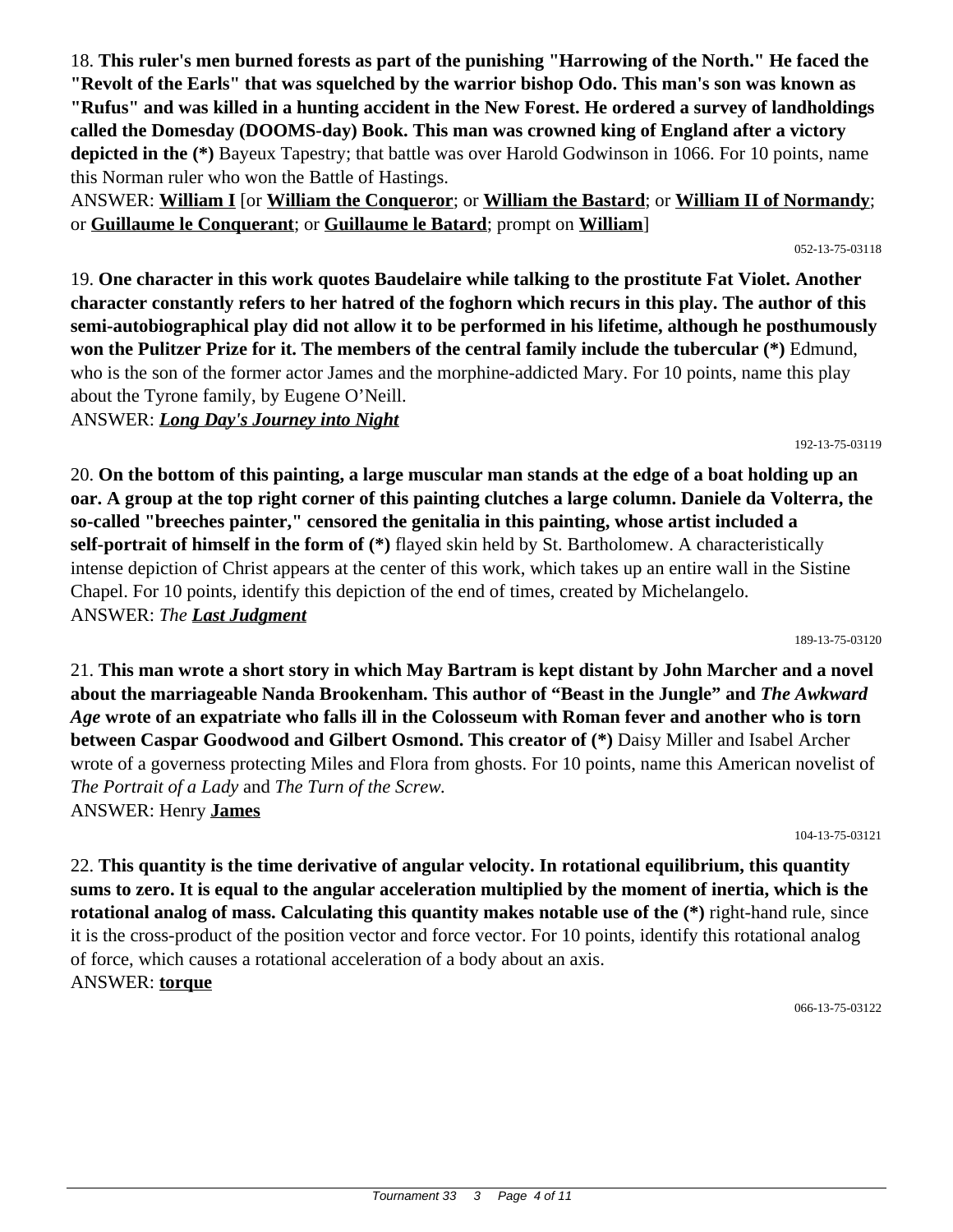18. **This ruler's men burned forests as part of the punishing "Harrowing of the North." He faced the "Revolt of the Earls" that was squelched by the warrior bishop Odo. This man's son was known as "Rufus" and was killed in a hunting accident in the New Forest. He ordered a survey of landholdings called the Domesday (DOOMS-day) Book. This man was crowned king of England after a victory depicted in the (*)** Bayeux Tapestry; that battle was over Harold Godwinson in 1066. For 10 points, name this Norman ruler who won the Battle of Hastings.

ANSWER: **William I** [or **William the Conqueror**; or **William the Bastard**; or **William II of Normandy**; or **Guillaume le Conquerant**; or **Guillaume le Batard**; prompt on **William**]

052-13-75-03118

19. **One character in this work quotes Baudelaire while talking to the prostitute Fat Violet. Another character constantly refers to her hatred of the foghorn which recurs in this play. The author of this semi-autobiographical play did not allow it to be performed in his lifetime, although he posthumously won the Pulitzer Prize for it. The members of the central family include the tubercular (*)** Edmund, who is the son of the former actor James and the morphine-addicted Mary. For 10 points, name this play about the Tyrone family, by Eugene O'Neill.

ANSWER: ***Long Day's Journey into Night***

192-13-75-03119

20. **On the bottom of this painting, a large muscular man stands at the edge of a boat holding up an oar. A group at the top right corner of this painting clutches a large column. Daniele da Volterra, the so-called "breeches painter," censored the genitalia in this painting, whose artist included a self-portrait of himself in the form of (*)** flayed skin held by St. Bartholomew. A characteristically intense depiction of Christ appears at the center of this work, which takes up an entire wall in the Sistine Chapel. For 10 points, identify this depiction of the end of times, created by Michelangelo.

ANSWER: *The* ***Last Judgment***

189-13-75-03120

21. **This man wrote a short story in which May Bartram is kept distant by John Marcher and a novel about the marriageable Nanda Brookenham. This author of "Beast in the Jungle" and *The Awkward Age* wrote of an expatriate who falls ill in the Colosseum with Roman fever and another who is torn between Caspar Goodwood and Gilbert Osmond. This creator of (*)** Daisy Miller and Isabel Archer wrote of a governess protecting Miles and Flora from ghosts. For 10 points, name this American novelist of *The Portrait of a Lady* and *The Turn of the Screw.*

ANSWER: Henry **James**

104-13-75-03121

22. **This quantity is the time derivative of angular velocity. In rotational equilibrium, this quantity sums to zero. It is equal to the angular acceleration multiplied by the moment of inertia, which is the rotational analog of mass. Calculating this quantity makes notable use of the (*)** right-hand rule, since it is the cross-product of the position vector and force vector. For 10 points, identify this rotational analog of force, which causes a rotational acceleration of a body about an axis.

ANSWER: **torque**

066-13-75-03122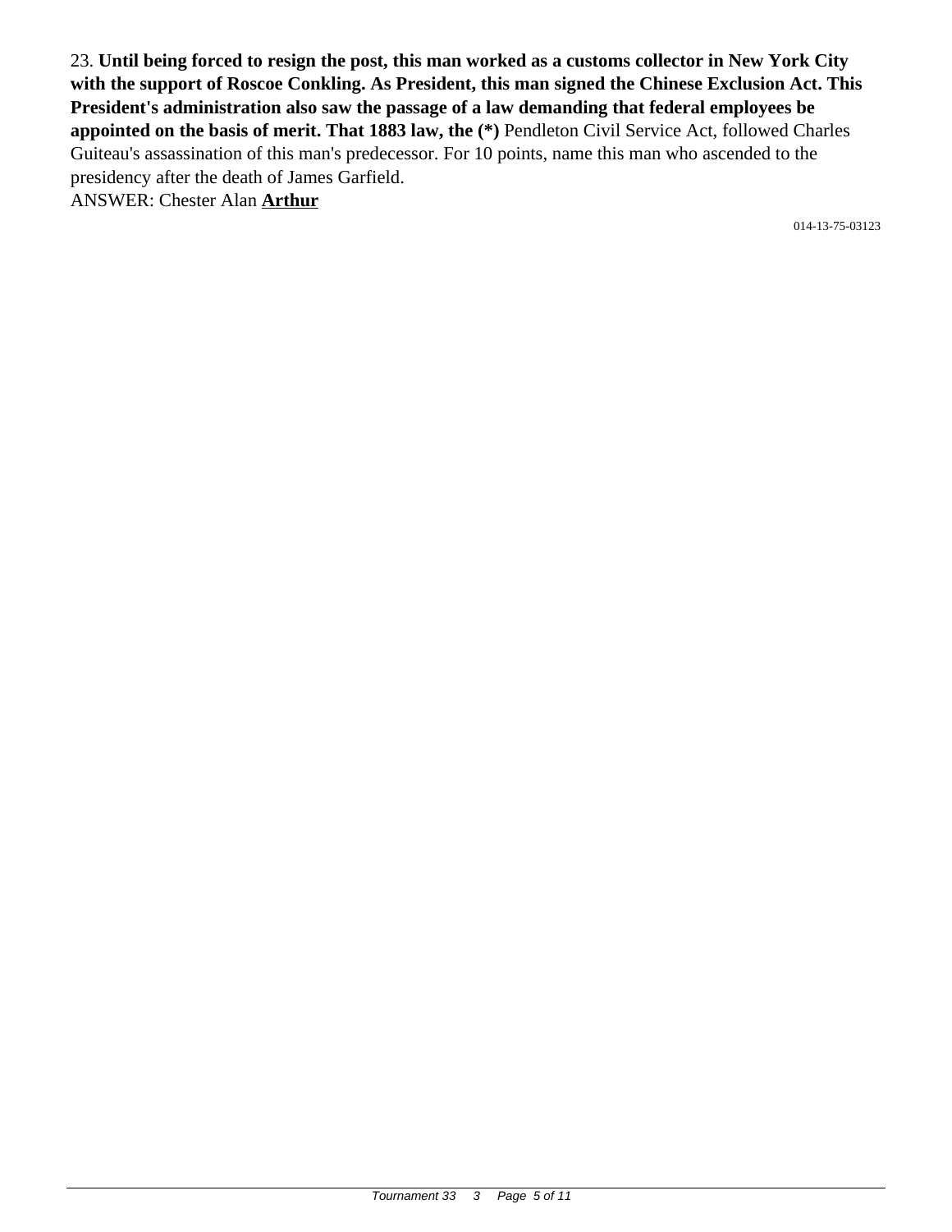23. **Until being forced to resign the post, this man worked as a customs collector in New York City with the support of Roscoe Conkling. As President, this man signed the Chinese Exclusion Act. This President's administration also saw the passage of a law demanding that federal employees be appointed on the basis of merit. That 1883 law, the (*)** Pendleton Civil Service Act, followed Charles Guiteau's assassination of this man's predecessor. For 10 points, name this man who ascended to the presidency after the death of James Garfield.

ANSWER: Chester Alan **Arthur**

014-13-75-03123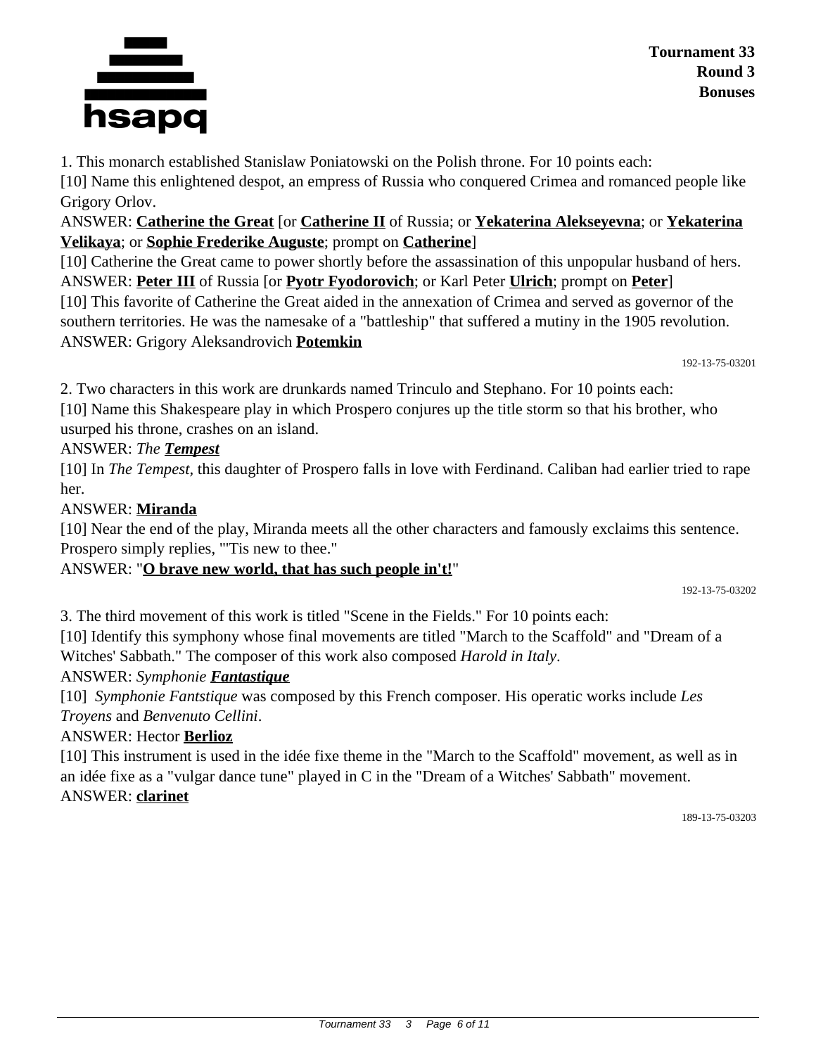1. This monarch established Stanislaw Poniatowski on the Polish throne. For 10 points each:

[10] Name this enlightened despot, an empress of Russia who conquered Crimea and romanced people like Grigory Orlov.

ANSWER: **Catherine the Great** [or **Catherine II** of Russia; or **Yekaterina Alekseyevna**; or **Yekaterina Velikaya**; or **Sophie Frederike Auguste**; prompt on **Catherine**]

[10] Catherine the Great came to power shortly before the assassination of this unpopular husband of hers.

ANSWER: **Peter III** of Russia [or **Pyotr Fyodorovich**; or Karl Peter **Ulrich**; prompt on **Peter**]

[10] This favorite of Catherine the Great aided in the annexation of Crimea and served as governor of the southern territories. He was the namesake of a "battleship" that suffered a mutiny in the 1905 revolution.

ANSWER: Grigory Aleksandrovich **Potemkin**

192-13-75-03201

2. Two characters in this work are drunkards named Trinculo and Stephano. For 10 points each:

[10] Name this Shakespeare play in which Prospero conjures up the title storm so that his brother, who usurped his throne, crashes on an island.

ANSWER: *The **Tempest***

[10] In *The Tempest*, this daughter of Prospero falls in love with Ferdinand. Caliban had earlier tried to rape her.

ANSWER: **Miranda**

[10] Near the end of the play, Miranda meets all the other characters and famously exclaims this sentence. Prospero simply replies, "'Tis new to thee."

ANSWER: "**O brave new world, that has such people in't!**"

192-13-75-03202

3. The third movement of this work is titled "Scene in the Fields." For 10 points each:

[10] Identify this symphony whose final movements are titled "March to the Scaffold" and "Dream of a Witches' Sabbath." The composer of this work also composed *Harold in Italy*.

ANSWER: *Symphonie **Fantastique***

[10] *Symphonie Fantstique* was composed by this French composer. His operatic works include *Les Troyens* and *Benvenuto Cellini*.

ANSWER: Hector **Berlioz**

[10] This instrument is used in the idée fixe theme in the "March to the Scaffold" movement, as well as in an idée fixe as a "vulgar dance tune" played in C in the "Dream of a Witches' Sabbath" movement.

ANSWER: **clarinet**

189-13-75-03203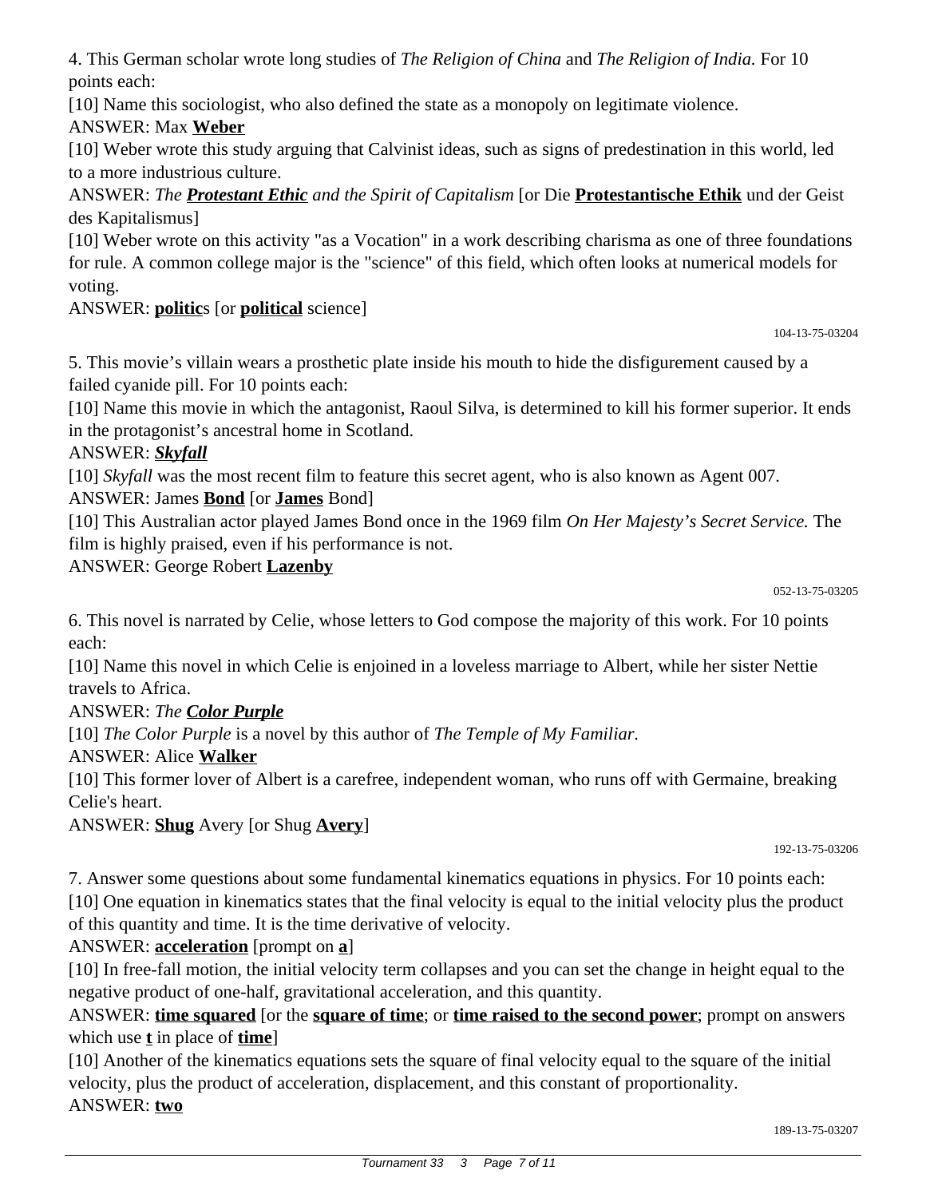4. This German scholar wrote long studies of *The Religion of China* and *The Religion of India.* For 10 points each:

[10] Name this sociologist, who also defined the state as a monopoly on legitimate violence.

ANSWER: Max **Weber**

[10] Weber wrote this study arguing that Calvinist ideas, such as signs of predestination in this world, led to a more industrious culture.

ANSWER: *The **Protestant Ethic** and the Spirit of Capitalism* [or Die **Protestantische Ethik** und der Geist des Kapitalismus]

[10] Weber wrote on this activity "as a Vocation" in a work describing charisma as one of three foundations for rule. A common college major is the "science" of this field, which often looks at numerical models for voting.

ANSWER: **politic**s [or **political** science]

104-13-75-03204

5. This movie's villain wears a prosthetic plate inside his mouth to hide the disfigurement caused by a failed cyanide pill. For 10 points each:

[10] Name this movie in which the antagonist, Raoul Silva, is determined to kill his former superior. It ends in the protagonist's ancestral home in Scotland.

ANSWER: ***Skyfall***

[10] *Skyfall* was the most recent film to feature this secret agent, who is also known as Agent 007.

ANSWER: James **Bond** [or **James** Bond]

[10] This Australian actor played James Bond once in the 1969 film *On Her Majesty's Secret Service.* The film is highly praised, even if his performance is not.

ANSWER: George Robert **Lazenby**

052-13-75-03205

6. This novel is narrated by Celie, whose letters to God compose the majority of this work. For 10 points each:

[10] Name this novel in which Celie is enjoined in a loveless marriage to Albert, while her sister Nettie travels to Africa.

ANSWER: *The **Color Purple***

[10] *The Color Purple* is a novel by this author of *The Temple of My Familiar.*

ANSWER: Alice **Walker**

[10] This former lover of Albert is a carefree, independent woman, who runs off with Germaine, breaking Celie's heart.

ANSWER: **Shug** Avery [or Shug **Avery**]

192-13-75-03206

7. Answer some questions about some fundamental kinematics equations in physics. For 10 points each:

[10] One equation in kinematics states that the final velocity is equal to the initial velocity plus the product of this quantity and time. It is the time derivative of velocity.

ANSWER: **acceleration** [prompt on **a**]

[10] In free-fall motion, the initial velocity term collapses and you can set the change in height equal to the negative product of one-half, gravitational acceleration, and this quantity.

ANSWER: **time squared** [or the **square of time**; or **time raised to the second power**; prompt on answers which use **t** in place of **time**]

[10] Another of the kinematics equations sets the square of final velocity equal to the square of the initial velocity, plus the product of acceleration, displacement, and this constant of proportionality.

ANSWER: **two**

189-13-75-03207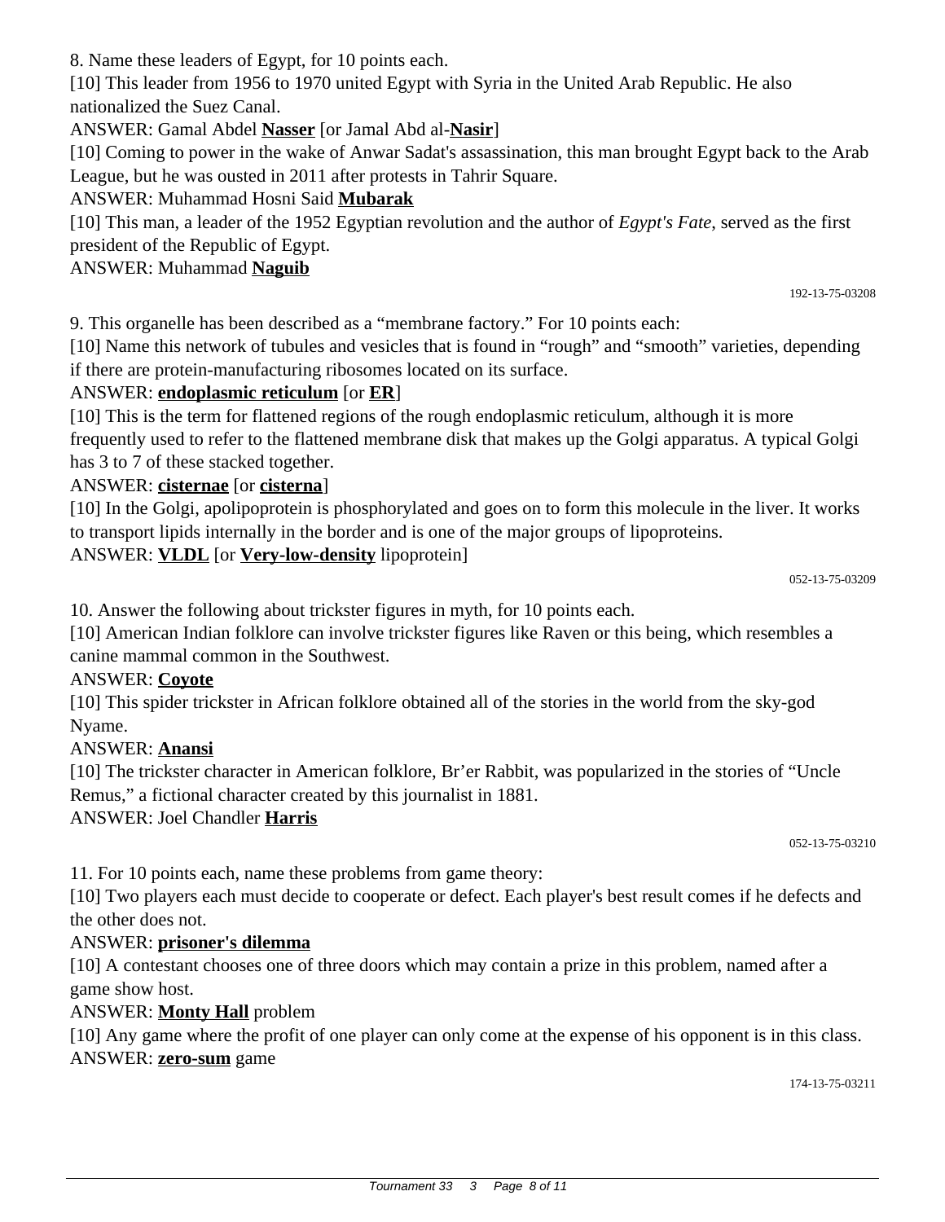8. Name these leaders of Egypt, for 10 points each.

[10] This leader from 1956 to 1970 united Egypt with Syria in the United Arab Republic. He also nationalized the Suez Canal.

ANSWER: Gamal Abdel **Nasser** [or Jamal Abd al-**Nasir**]

[10] Coming to power in the wake of Anwar Sadat's assassination, this man brought Egypt back to the Arab League, but he was ousted in 2011 after protests in Tahrir Square.

ANSWER: Muhammad Hosni Said **Mubarak**

[10] This man, a leader of the 1952 Egyptian revolution and the author of *Egypt's Fate*, served as the first president of the Republic of Egypt.

ANSWER: Muhammad **Naguib**

192-13-75-03208

9. This organelle has been described as a "membrane factory." For 10 points each:

[10] Name this network of tubules and vesicles that is found in "rough" and "smooth" varieties, depending if there are protein-manufacturing ribosomes located on its surface.

ANSWER: **endoplasmic reticulum** [or **ER**]

[10] This is the term for flattened regions of the rough endoplasmic reticulum, although it is more frequently used to refer to the flattened membrane disk that makes up the Golgi apparatus. A typical Golgi has 3 to 7 of these stacked together.

ANSWER: **cisternae** [or **cisterna**]

[10] In the Golgi, apolipoprotein is phosphorylated and goes on to form this molecule in the liver. It works to transport lipids internally in the border and is one of the major groups of lipoproteins.

ANSWER: **VLDL** [or **Very-low-density** lipoprotein]

052-13-75-03209

10. Answer the following about trickster figures in myth, for 10 points each.

[10] American Indian folklore can involve trickster figures like Raven or this being, which resembles a canine mammal common in the Southwest.

ANSWER: **Coyote**

[10] This spider trickster in African folklore obtained all of the stories in the world from the sky-god Nyame.

ANSWER: **Anansi**

[10] The trickster character in American folklore, Br'er Rabbit, was popularized in the stories of "Uncle Remus," a fictional character created by this journalist in 1881.

ANSWER: Joel Chandler **Harris**

052-13-75-03210

11. For 10 points each, name these problems from game theory:

[10] Two players each must decide to cooperate or defect. Each player's best result comes if he defects and the other does not.

ANSWER: **prisoner's dilemma**

[10] A contestant chooses one of three doors which may contain a prize in this problem, named after a game show host.

ANSWER: **Monty Hall** problem

[10] Any game where the profit of one player can only come at the expense of his opponent is in this class.

ANSWER: **zero-sum** game

174-13-75-03211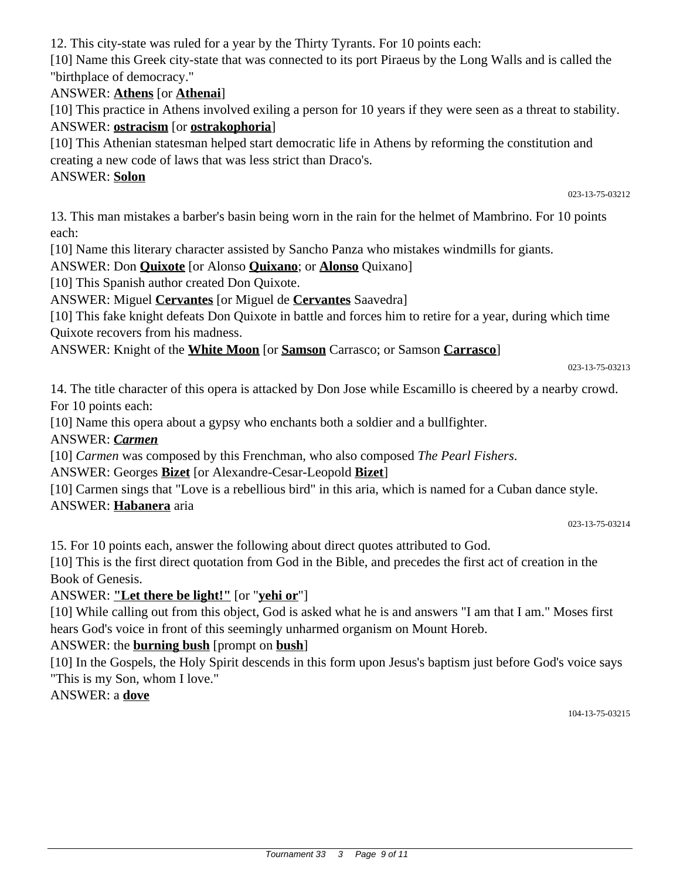12. This city-state was ruled for a year by the Thirty Tyrants. For 10 points each:

[10] Name this Greek city-state that was connected to its port Piraeus by the Long Walls and is called the "birthplace of democracy."

ANSWER: **Athens** [or **Athenai**]

[10] This practice in Athens involved exiling a person for 10 years if they were seen as a threat to stability.

ANSWER: **ostracism** [or **ostrakophoria**]

[10] This Athenian statesman helped start democratic life in Athens by reforming the constitution and creating a new code of laws that was less strict than Draco's.

ANSWER: **Solon**

023-13-75-03212

13. This man mistakes a barber's basin being worn in the rain for the helmet of Mambrino. For 10 points each:

[10] Name this literary character assisted by Sancho Panza who mistakes windmills for giants.

ANSWER: Don **Quixote** [or Alonso **Quixano**; or **Alonso** Quixano]

[10] This Spanish author created Don Quixote.

ANSWER: Miguel **Cervantes** [or Miguel de **Cervantes** Saavedra]

[10] This fake knight defeats Don Quixote in battle and forces him to retire for a year, during which time Quixote recovers from his madness.

ANSWER: Knight of the **White Moon** [or **Samson** Carrasco; or Samson **Carrasco**]

023-13-75-03213

14. The title character of this opera is attacked by Don Jose while Escamillo is cheered by a nearby crowd. For 10 points each:

[10] Name this opera about a gypsy who enchants both a soldier and a bullfighter.

ANSWER: ***Carmen***

[10] *Carmen* was composed by this Frenchman, who also composed *The Pearl Fishers*.

ANSWER: Georges **Bizet** [or Alexandre-Cesar-Leopold **Bizet**]

[10] Carmen sings that "Love is a rebellious bird" in this aria, which is named for a Cuban dance style.

ANSWER: **Habanera** aria

023-13-75-03214

15. For 10 points each, answer the following about direct quotes attributed to God.

[10] This is the first direct quotation from God in the Bible, and precedes the first act of creation in the Book of Genesis.

ANSWER: **"Let there be light!"** [or "**yehi or**"]

[10] While calling out from this object, God is asked what he is and answers "I am that I am." Moses first hears God's voice in front of this seemingly unharmed organism on Mount Horeb.

ANSWER: the **burning bush** [prompt on **bush**]

[10] In the Gospels, the Holy Spirit descends in this form upon Jesus's baptism just before God's voice says "This is my Son, whom I love."

ANSWER: a **dove**

104-13-75-03215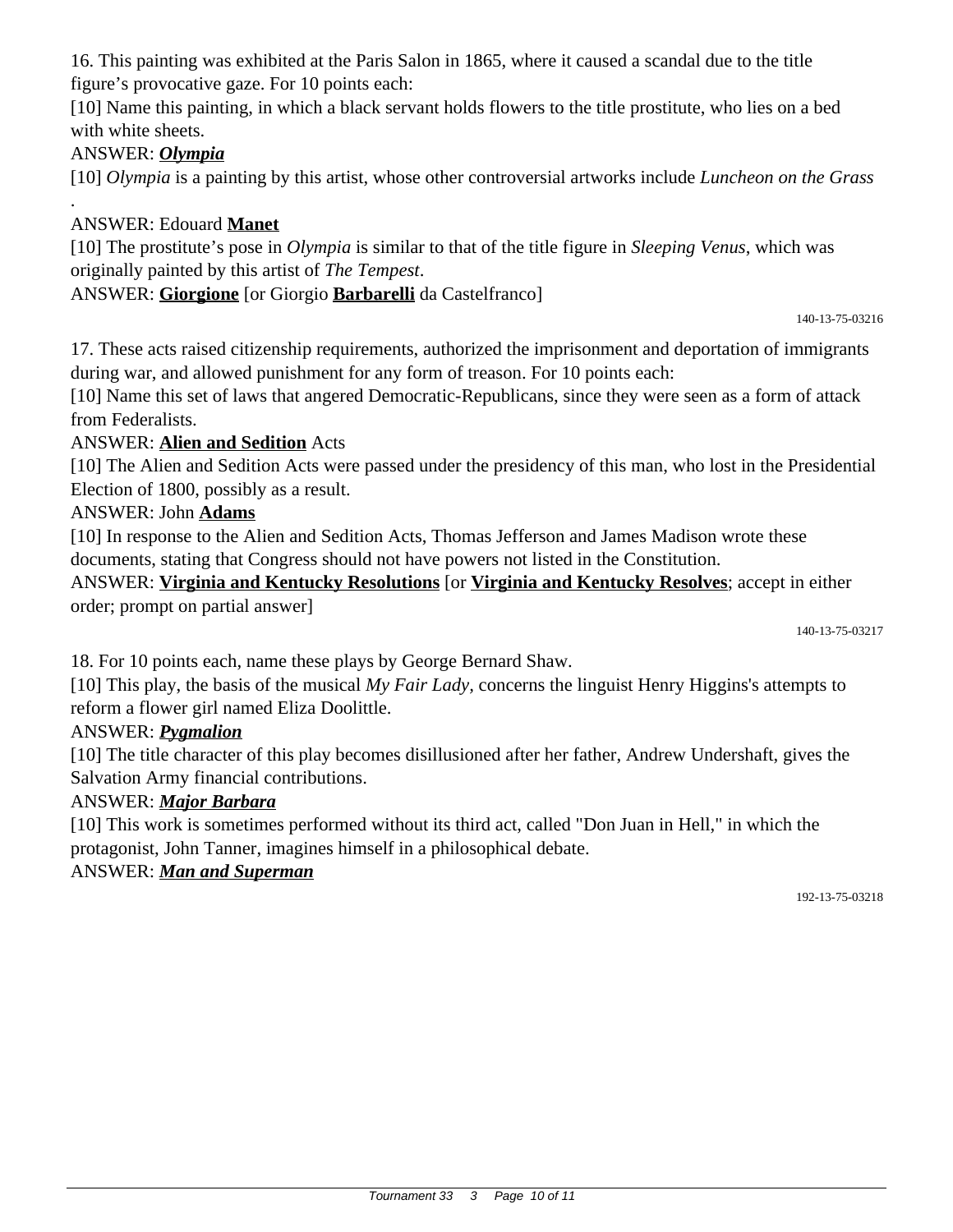16. This painting was exhibited at the Paris Salon in 1865, where it caused a scandal due to the title figure's provocative gaze. For 10 points each:

[10] Name this painting, in which a black servant holds flowers to the title prostitute, who lies on a bed with white sheets.

ANSWER: ***Olympia***

[10] *Olympia* is a painting by this artist, whose other controversial artworks include *Luncheon on the Grass* .

ANSWER: Edouard **Manet**

[10] The prostitute's pose in *Olympia* is similar to that of the title figure in *Sleeping Venus*, which was originally painted by this artist of *The Tempest*.

ANSWER: **Giorgione** [or Giorgio **Barbarelli** da Castelfranco]

140-13-75-03216

17. These acts raised citizenship requirements, authorized the imprisonment and deportation of immigrants during war, and allowed punishment for any form of treason. For 10 points each:

[10] Name this set of laws that angered Democratic-Republicans, since they were seen as a form of attack from Federalists.

ANSWER: **Alien and Sedition** Acts

[10] The Alien and Sedition Acts were passed under the presidency of this man, who lost in the Presidential Election of 1800, possibly as a result.

ANSWER: John **Adams**

[10] In response to the Alien and Sedition Acts, Thomas Jefferson and James Madison wrote these documents, stating that Congress should not have powers not listed in the Constitution.

ANSWER: **Virginia and Kentucky Resolutions** [or **Virginia and Kentucky Resolves**; accept in either order; prompt on partial answer]

140-13-75-03217

18. For 10 points each, name these plays by George Bernard Shaw.

[10] This play, the basis of the musical *My Fair Lady*, concerns the linguist Henry Higgins's attempts to reform a flower girl named Eliza Doolittle.

ANSWER: ***Pygmalion***

[10] The title character of this play becomes disillusioned after her father, Andrew Undershaft, gives the Salvation Army financial contributions.

ANSWER: ***Major Barbara***

[10] This work is sometimes performed without its third act, called "Don Juan in Hell," in which the protagonist, John Tanner, imagines himself in a philosophical debate.

ANSWER: ***Man and Superman***

192-13-75-03218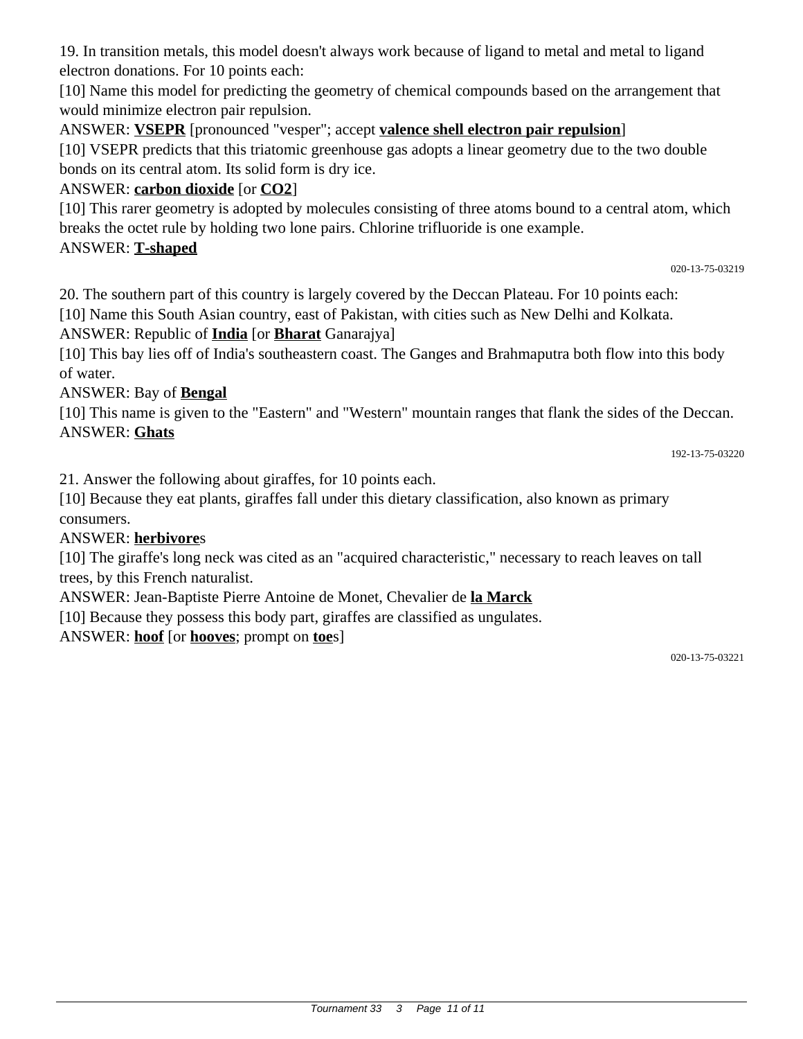19. In transition metals, this model doesn't always work because of ligand to metal and metal to ligand electron donations. For 10 points each:

[10] Name this model for predicting the geometry of chemical compounds based on the arrangement that would minimize electron pair repulsion.

ANSWER: **VSEPR** [pronounced "vesper"; accept **valence shell electron pair repulsion**]

[10] VSEPR predicts that this triatomic greenhouse gas adopts a linear geometry due to the two double bonds on its central atom. Its solid form is dry ice.

ANSWER: **carbon dioxide** [or **$CO_2$**]

[10] This rarer geometry is adopted by molecules consisting of three atoms bound to a central atom, which breaks the octet rule by holding two lone pairs. Chlorine trifluoride is one example.

ANSWER: **T-shaped**

020-13-75-03219

20. The southern part of this country is largely covered by the Deccan Plateau. For 10 points each:

[10] Name this South Asian country, east of Pakistan, with cities such as New Delhi and Kolkata.

ANSWER: Republic of **India** [or **Bharat** Ganarajya]

[10] This bay lies off of India's southeastern coast. The Ganges and Brahmaputra both flow into this body of water.

ANSWER: Bay of **Bengal**

[10] This name is given to the "Eastern" and "Western" mountain ranges that flank the sides of the Deccan.

ANSWER: **Ghats**

192-13-75-03220

21. Answer the following about giraffes, for 10 points each.

[10] Because they eat plants, giraffes fall under this dietary classification, also known as primary consumers.

ANSWER: **herbivore**s

[10] The giraffe's long neck was cited as an "acquired characteristic," necessary to reach leaves on tall trees, by this French naturalist.

ANSWER: Jean-Baptiste Pierre Antoine de Monet, Chevalier de **la Marck**

[10] Because they possess this body part, giraffes are classified as ungulates.

ANSWER: **hoof** [or **hooves**; prompt on **toe**s]

020-13-75-03221